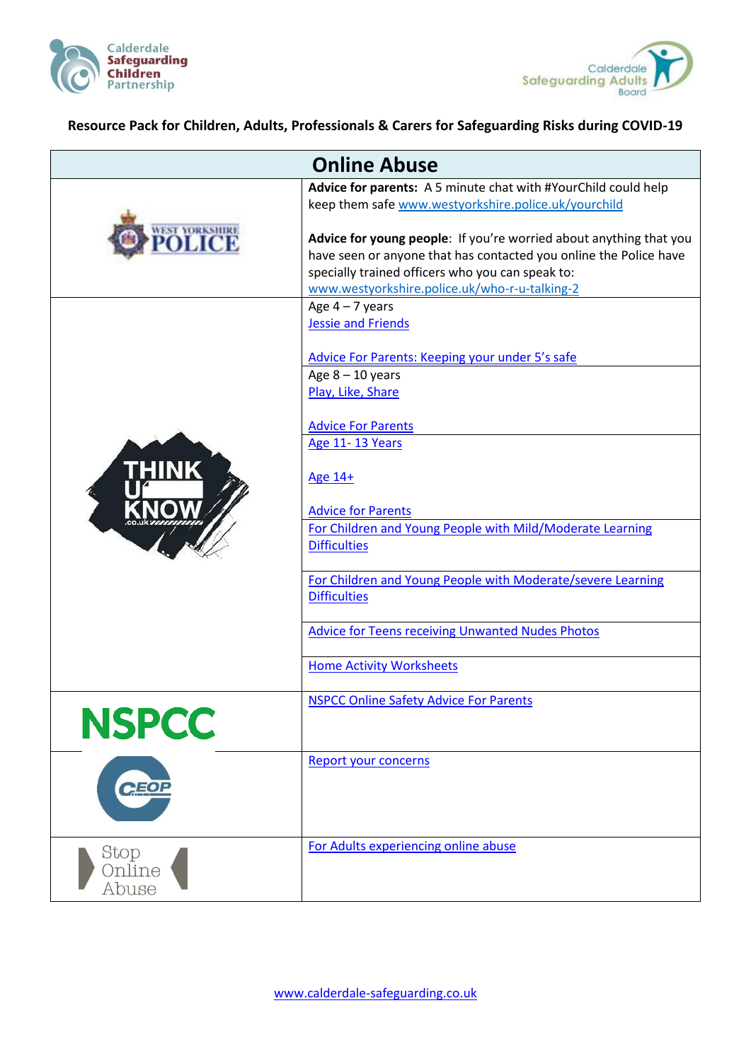Calderdale Safeguarding Children Partnership

Calderdale Safeguarding Adults Board

**Resource Pack for Children, Adults, Professionals & Carers for Safeguarding Risks during COVID-19**

| Online Abuse | |
|---|---|
| WEST YORKSHIRE POLICE | **Advice for parents:** A 5 minute chat with #YourChild could help keep them safe www.westyorkshire.police.uk/yourchild<br><br>**Advice for young people**: If you're worried about anything that you have seen or anyone that has contacted you online the Police have specially trained officers who you can speak to: www.westyorkshire.police.uk/who-r-u-talking-2 |
| THINK U KNOW .co.uk | Age 4 – 7 years<br>Jessie and Friends<br><br>Advice For Parents: Keeping your under 5's safe |
| | Age 8 – 10 years<br>Play, Like, Share<br><br>Advice For Parents |
| | Age 11- 13 Years<br><br>Age 14+<br><br>Advice for Parents |
| | For Children and Young People with Mild/Moderate Learning Difficulties |
| | For Children and Young People with Moderate/severe Learning Difficulties |
| | Advice for Teens receiving Unwanted Nudes Photos |
| | Home Activity Worksheets |
| NSPCC | NSPCC Online Safety Advice For Parents |
| CEOP | Report your concerns |
| Stop Online Abuse | For Adults experiencing online abuse |

www.calderdale-safeguarding.co.uk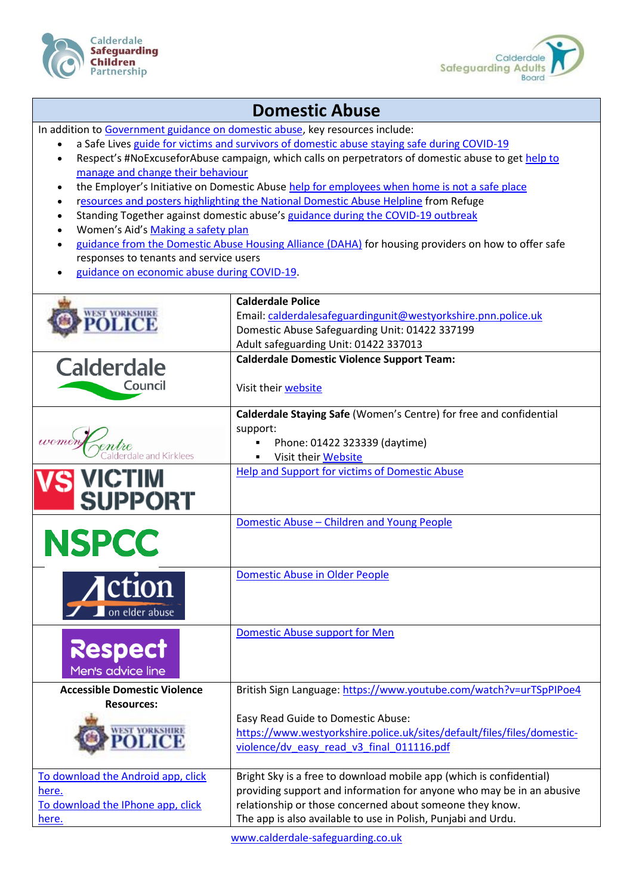# Domestic Abuse

In addition to Government guidance on domestic abuse, key resources include:

- a Safe Lives guide for victims and survivors of domestic abuse staying safe during COVID-19
- Respect's #NoExcuseforAbuse campaign, which calls on perpetrators of domestic abuse to get help to manage and change their behaviour
- the Employer's Initiative on Domestic Abuse help for employees when home is not a safe place
- resources and posters highlighting the National Domestic Abuse Helpline from Refuge
- Standing Together against domestic abuse's guidance during the COVID-19 outbreak
- Women's Aid's Making a safety plan
- guidance from the Domestic Abuse Housing Alliance (DAHA) for housing providers on how to offer safe responses to tenants and service users
- guidance on economic abuse during COVID-19.

| | |
|---|---|
| West Yorkshire Police | **Calderdale Police**<br>Email: calderdalesafeguardingunit@westyorkshire.pnn.police.uk<br>Domestic Abuse Safeguarding Unit: 01422 337199<br>Adult safeguarding Unit: 01422 337013 |
| Calderdale Council | **Calderdale Domestic Violence Support Team:**<br><br>Visit their website |
| Women Centre Calderdale and Kirklees | **Calderdale Staying Safe** (Women's Centre) for free and confidential support:<br>▪ Phone: 01422 323339 (daytime)<br>▪ Visit their Website |
| VS Victim Support | Help and Support for victims of Domestic Abuse |
| NSPCC | Domestic Abuse – Children and Young People |
| Action on elder abuse | Domestic Abuse in Older People |
| Respect Men's advice line | Domestic Abuse support for Men |
| **Accessible Domestic Violence Resources:**<br>West Yorkshire Police | British Sign Language: https://www.youtube.com/watch?v=urTSpPIPoe4<br><br>Easy Read Guide to Domestic Abuse:<br>https://www.westyorkshire.police.uk/sites/default/files/files/domestic-violence/dv_easy_read_v3_final_011116.pdf |
| To download the Android app, click here.<br>To download the IPhone app, click here. | Bright Sky is a free to download mobile app (which is confidential) providing support and information for anyone who may be in an abusive relationship or those concerned about someone they know.<br>The app is also available to use in Polish, Punjabi and Urdu. |

www.calderdale-safeguarding.co.uk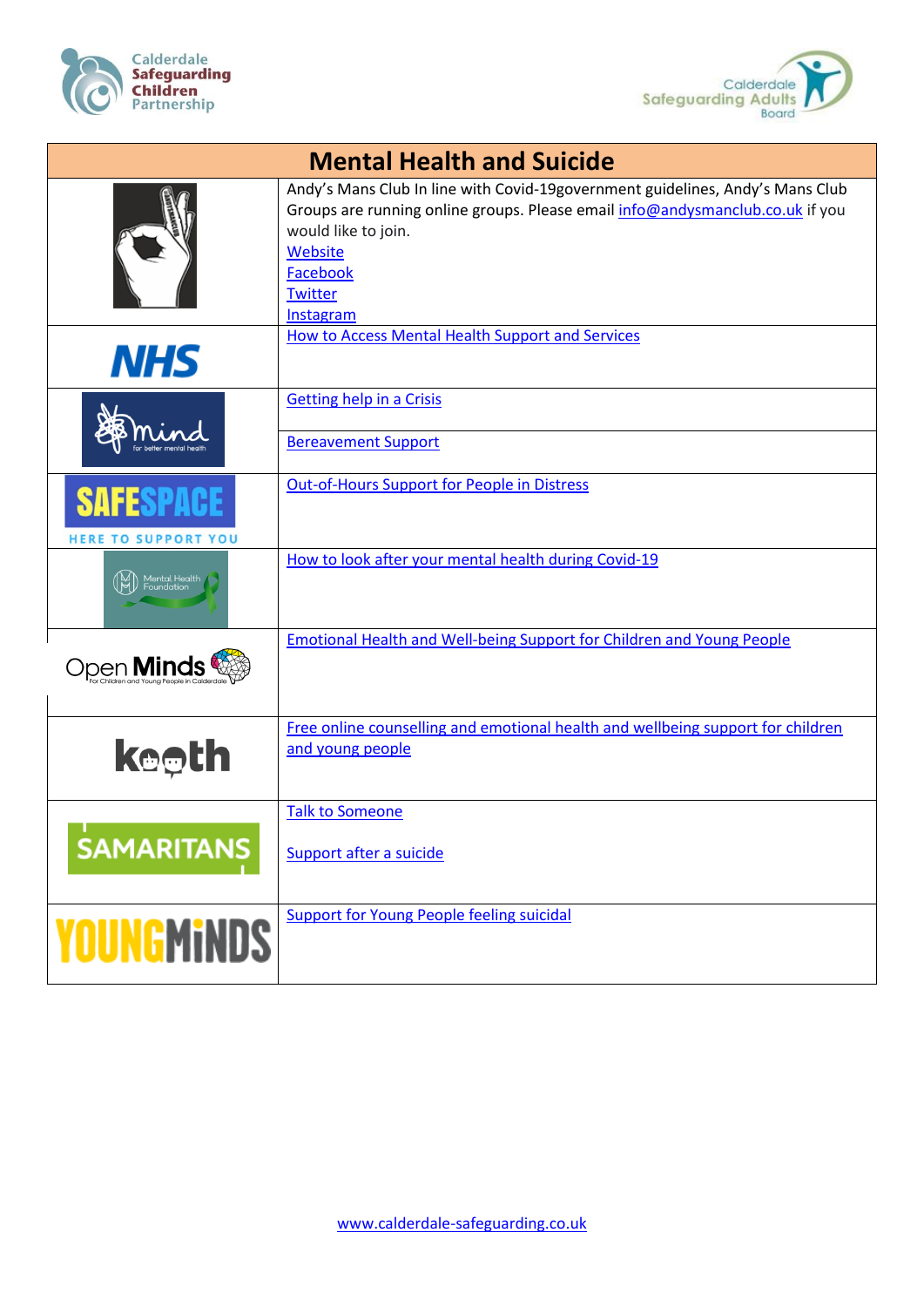| Mental Health and Suicide | |
|---|---|
| Andy's Mans Club | Andy's Mans Club In line with Covid-19government guidelines, Andy's Mans Club Groups are running online groups. Please email info@andysmanclub.co.uk if you would like to join.<br>Website<br>Facebook<br>Twitter<br>Instagram |
| NHS | How to Access Mental Health Support and Services |
| Mind for better mental health | Getting help in a Crisis |
| | Bereavement Support |
| SAFESPACE HERE TO SUPPORT YOU | Out-of-Hours Support for People in Distress |
| Mental Health Foundation | How to look after your mental health during Covid-19 |
| Open Minds For Children and Young People in Calderdale | Emotional Health and Well-being Support for Children and Young People |
| kooth | Free online counselling and emotional health and wellbeing support for children and young people |
| SAMARITANS | Talk to Someone<br><br>Support after a suicide |
| YOUNGMINDS | Support for Young People feeling suicidal |

www.calderdale-safeguarding.co.uk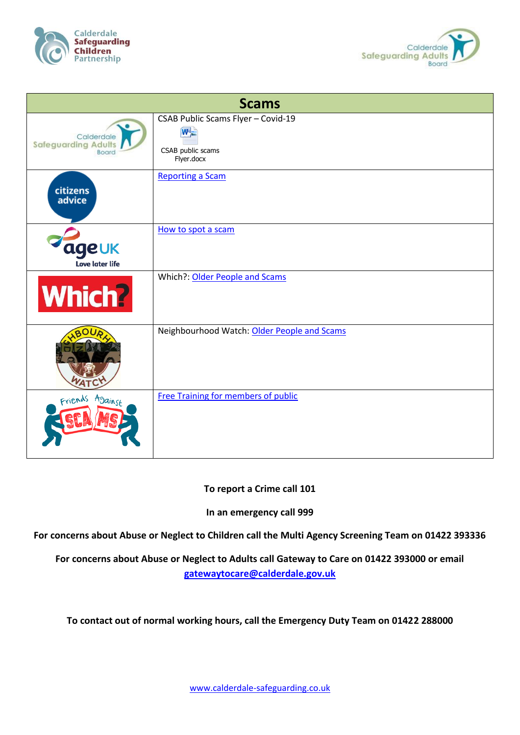| Scams | |
|---|---|
| Calderdale Safeguarding Adults Board | CSAB Public Scams Flyer – Covid-19<br>CSAB public scams Flyer.docx |
| citizens advice | Reporting a Scam |
| age UK Love later life | How to spot a scam |
| Which? | Which?: Older People and Scams |
| Neighbourhood Watch | Neighbourhood Watch: Older People and Scams |
| Friends Against Scams | Free Training for members of public |

**To report a Crime call 101**

**In an emergency call 999**

**For concerns about Abuse or Neglect to Children call the Multi Agency Screening Team on 01422 393336**

**For concerns about Abuse or Neglect to Adults call Gateway to Care on 01422 393000 or email gatewaytocare@calderdale.gov.uk**

**To contact out of normal working hours, call the Emergency Duty Team on 01422 288000**

www.calderdale-safeguarding.co.uk